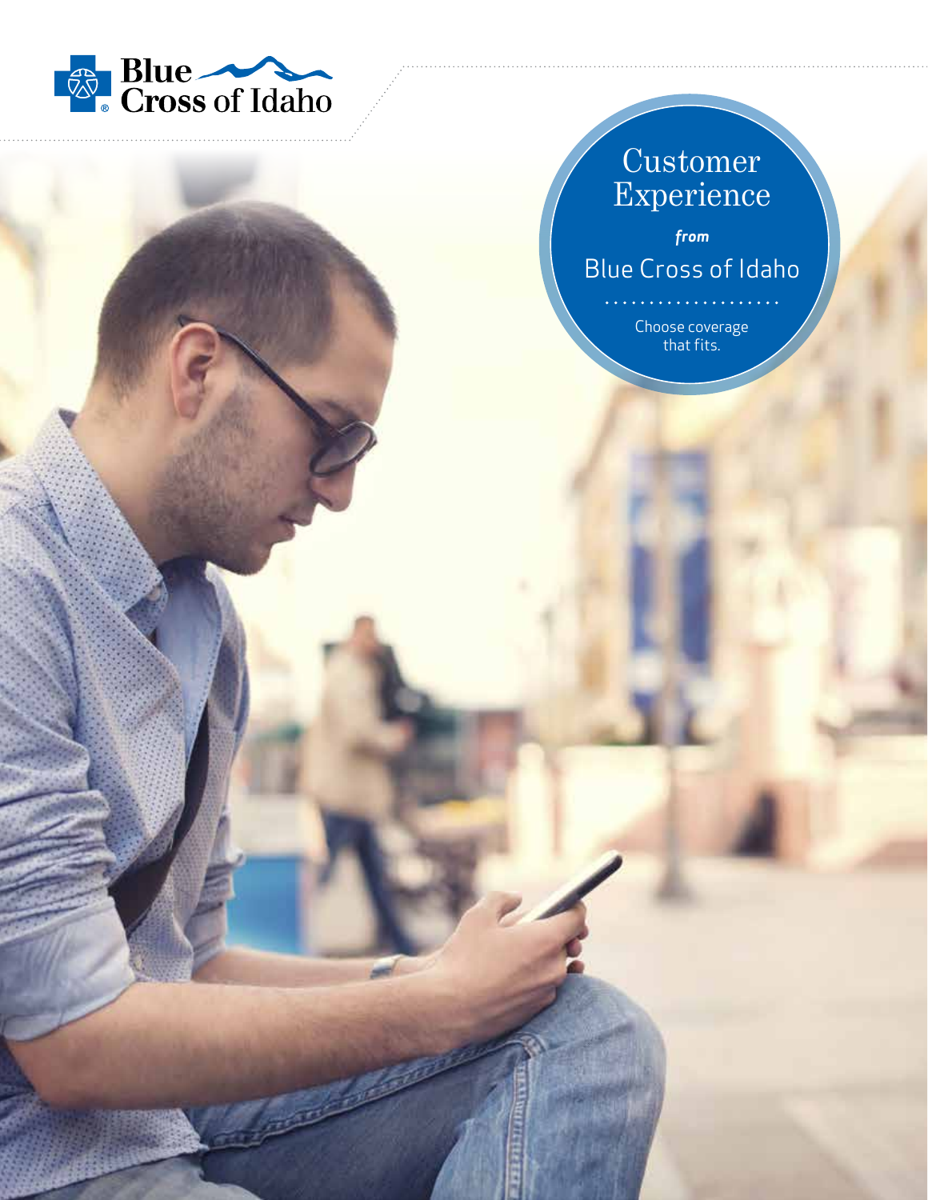Blue Cross of Idaho

# Customer Experience

*from*

## Blue Cross of Idaho

Choose coverage that fits.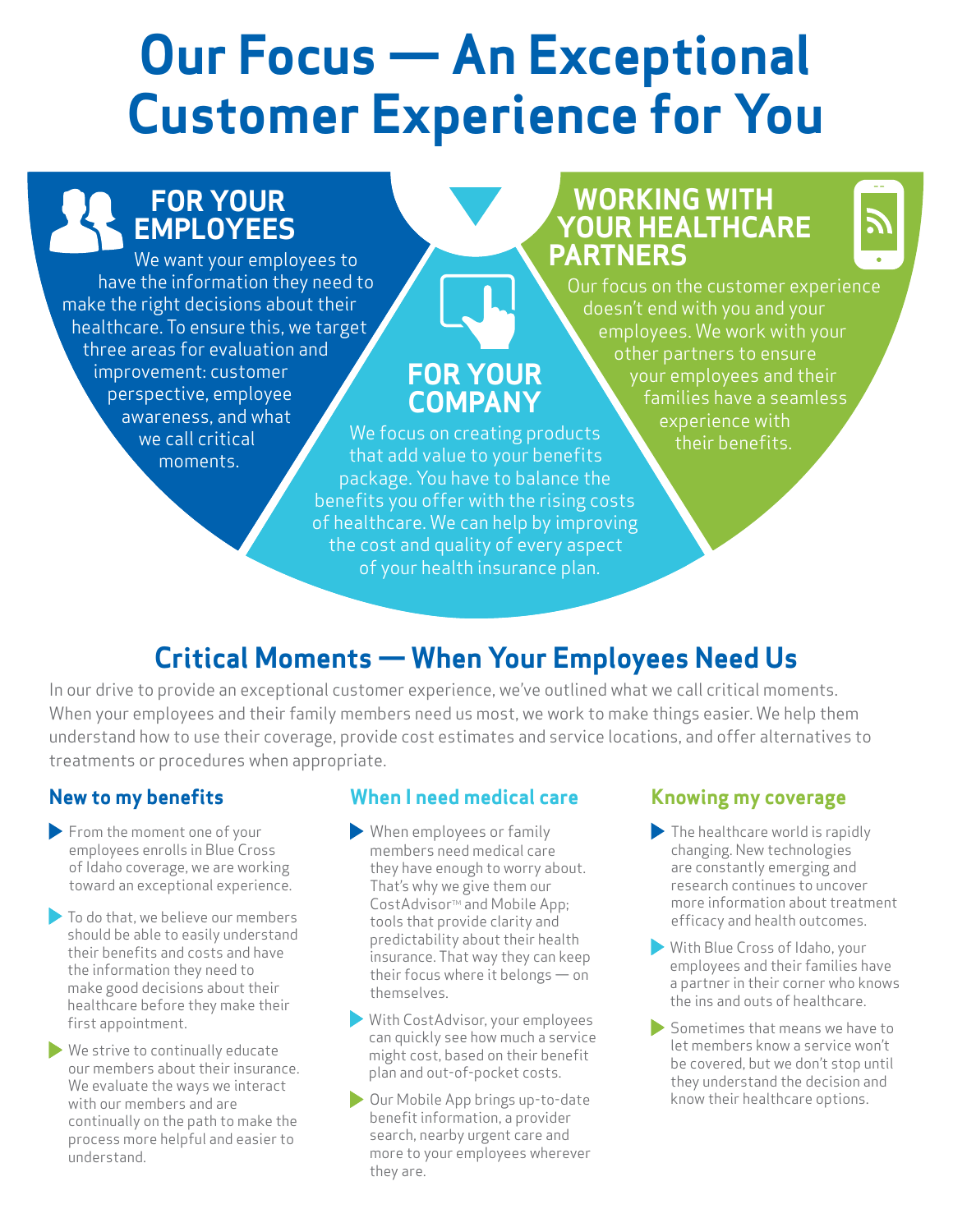# Our Focus — An Exceptional Customer Experience for You

## FOR YOUR EMPLOYEES

We want your employees to have the information they need to make the right decisions about their healthcare. To ensure this, we target three areas for evaluation and improvement: customer perspective, employee awareness, and what we call critical moments.

## FOR YOUR COMPANY

We focus on creating products that add value to your benefits package. You have to balance the benefits you offer with the rising costs of healthcare. We can help by improving the cost and quality of every aspect of your health insurance plan.

## WORKING WITH YOUR HEALTHCARE PARTNERS

Our focus on the customer experience doesn't end with you and your employees. We work with your other partners to ensure your employees and their families have a seamless experience with their benefits.

## Critical Moments — When Your Employees Need Us

In our drive to provide an exceptional customer experience, we've outlined what we call critical moments. When your employees and their family members need us most, we work to make things easier. We help them understand how to use their coverage, provide cost estimates and service locations, and offer alternatives to treatments or procedures when appropriate.

### New to my benefits

- From the moment one of your employees enrolls in Blue Cross of Idaho coverage, we are working toward an exceptional experience.
- To do that, we believe our members should be able to easily understand their benefits and costs and have the information they need to make good decisions about their healthcare before they make their first appointment.
- We strive to continually educate our members about their insurance. We evaluate the ways we interact with our members and are continually on the path to make the process more helpful and easier to understand.

### When I need medical care

- When employees or family members need medical care they have enough to worry about. That's why we give them our CostAdvisor™ and Mobile App; tools that provide clarity and predictability about their health insurance. That way they can keep their focus where it belongs — on themselves.
- With CostAdvisor, your employees can quickly see how much a service might cost, based on their benefit plan and out-of-pocket costs.
- Our Mobile App brings up-to-date benefit information, a provider search, nearby urgent care and more to your employees wherever they are.

### Knowing my coverage

- The healthcare world is rapidly changing. New technologies are constantly emerging and research continues to uncover more information about treatment efficacy and health outcomes.
- With Blue Cross of Idaho, your employees and their families have a partner in their corner who knows the ins and outs of healthcare.
- Sometimes that means we have to let members know a service won't be covered, but we don't stop until they understand the decision and know their healthcare options.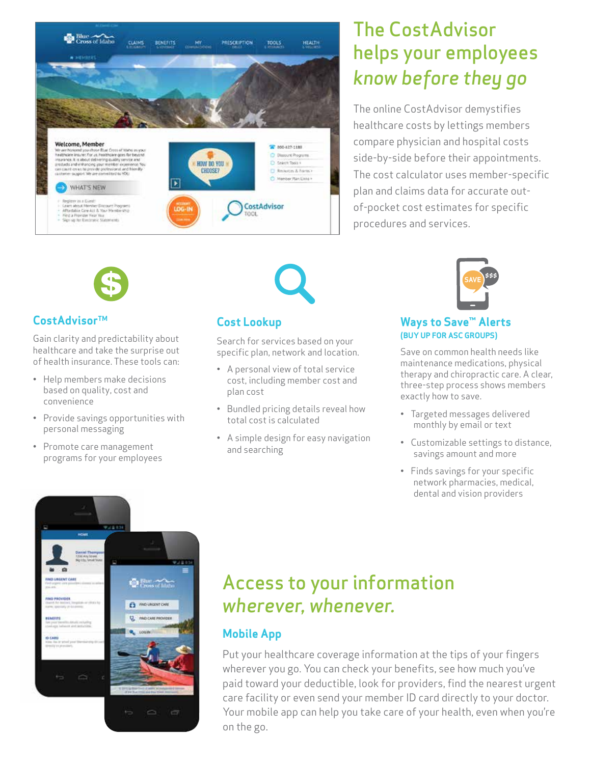# The CostAdvisor helps your employees *know before they go*

The online CostAdvisor demystifies healthcare costs by lettings members compare physician and hospital costs side-by-side before their appointments. The cost calculator uses member-specific plan and claims data for accurate out-of-pocket cost estimates for specific procedures and services.

## CostAdvisor™

Gain clarity and predictability about healthcare and take the surprise out of health insurance. These tools can:

- Help members make decisions based on quality, cost and convenience
- Provide savings opportunities with personal messaging
- Promote care management programs for your employees

## Cost Lookup

Search for services based on your specific plan, network and location.

- A personal view of total service cost, including member cost and plan cost
- Bundled pricing details reveal how total cost is calculated
- A simple design for easy navigation and searching

## Ways to Save™ Alerts

**(BUY UP FOR ASC GROUPS)**

Save on common health needs like maintenance medications, physical therapy and chiropractic care. A clear, three-step process shows members exactly how to save.

- Targeted messages delivered monthly by email or text
- Customizable settings to distance, savings amount and more
- Finds savings for your specific network pharmacies, medical, dental and vision providers

# Access to your information *wherever, whenever.*

## Mobile App

Put your healthcare coverage information at the tips of your fingers wherever you go. You can check your benefits, see how much you've paid toward your deductible, look for providers, find the nearest urgent care facility or even send your member ID card directly to your doctor. Your mobile app can help you take care of your health, even when you're on the go.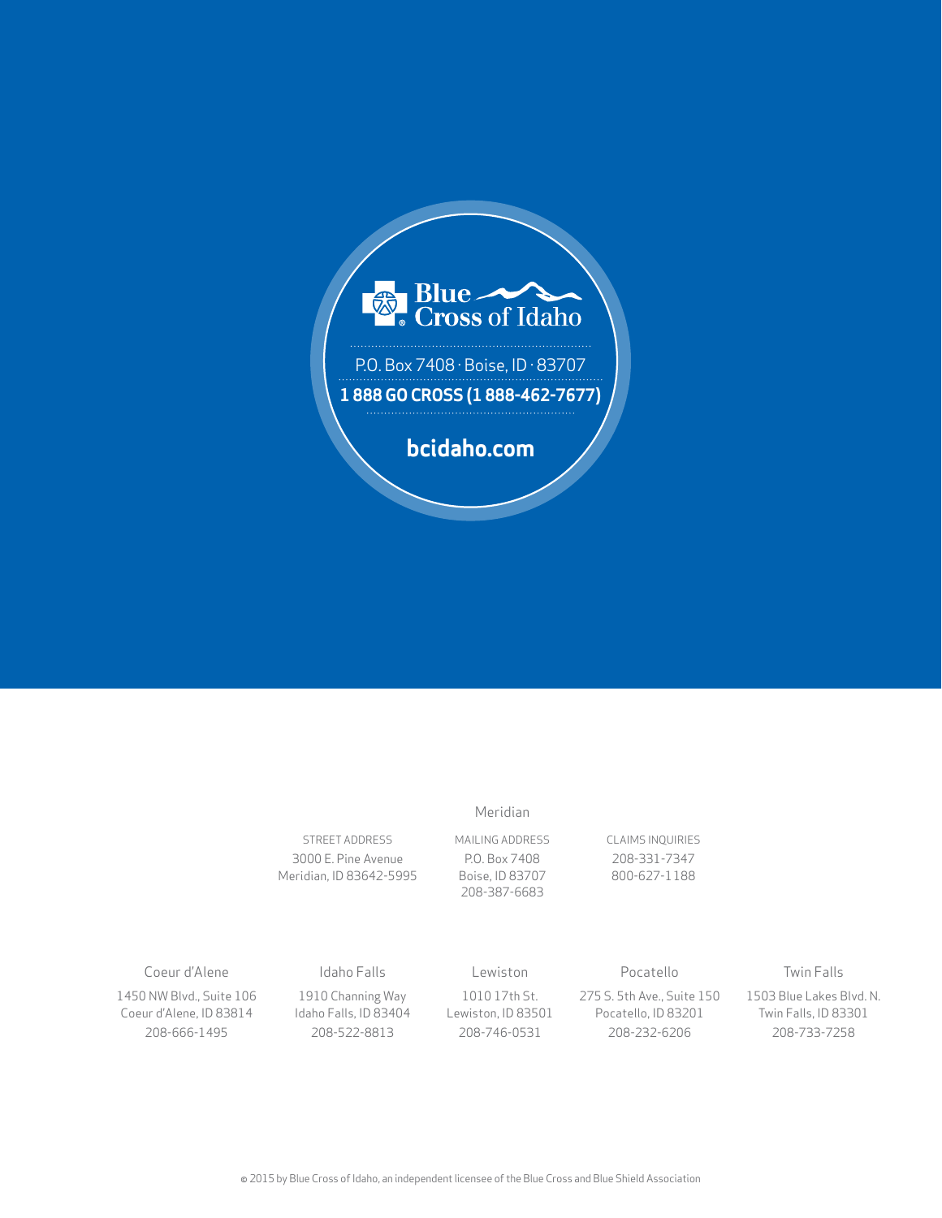Blue Cross of Idaho

P.O. Box 7408 · Boise, ID · 83707

**1 888 GO CROSS (1 888-462-7677)**

**bcidaho.com**

Meridian

STREET ADDRESS
3000 E. Pine Avenue
Meridian, ID 83642-5995

MAILING ADDRESS
P.O. Box 7408
Boise, ID 83707
208-387-6683

CLAIMS INQUIRIES
208-331-7347
800-627-1188

Coeur d'Alene
1450 NW Blvd., Suite 106
Coeur d'Alene, ID 83814
208-666-1495

Idaho Falls
1910 Channing Way
Idaho Falls, ID 83404
208-522-8813

Lewiston
1010 17th St.
Lewiston, ID 83501
208-746-0531

Pocatello
275 S. 5th Ave., Suite 150
Pocatello, ID 83201
208-232-6206

Twin Falls
1503 Blue Lakes Blvd. N.
Twin Falls, ID 83301
208-733-7258

© 2015 by Blue Cross of Idaho, an independent licensee of the Blue Cross and Blue Shield Association